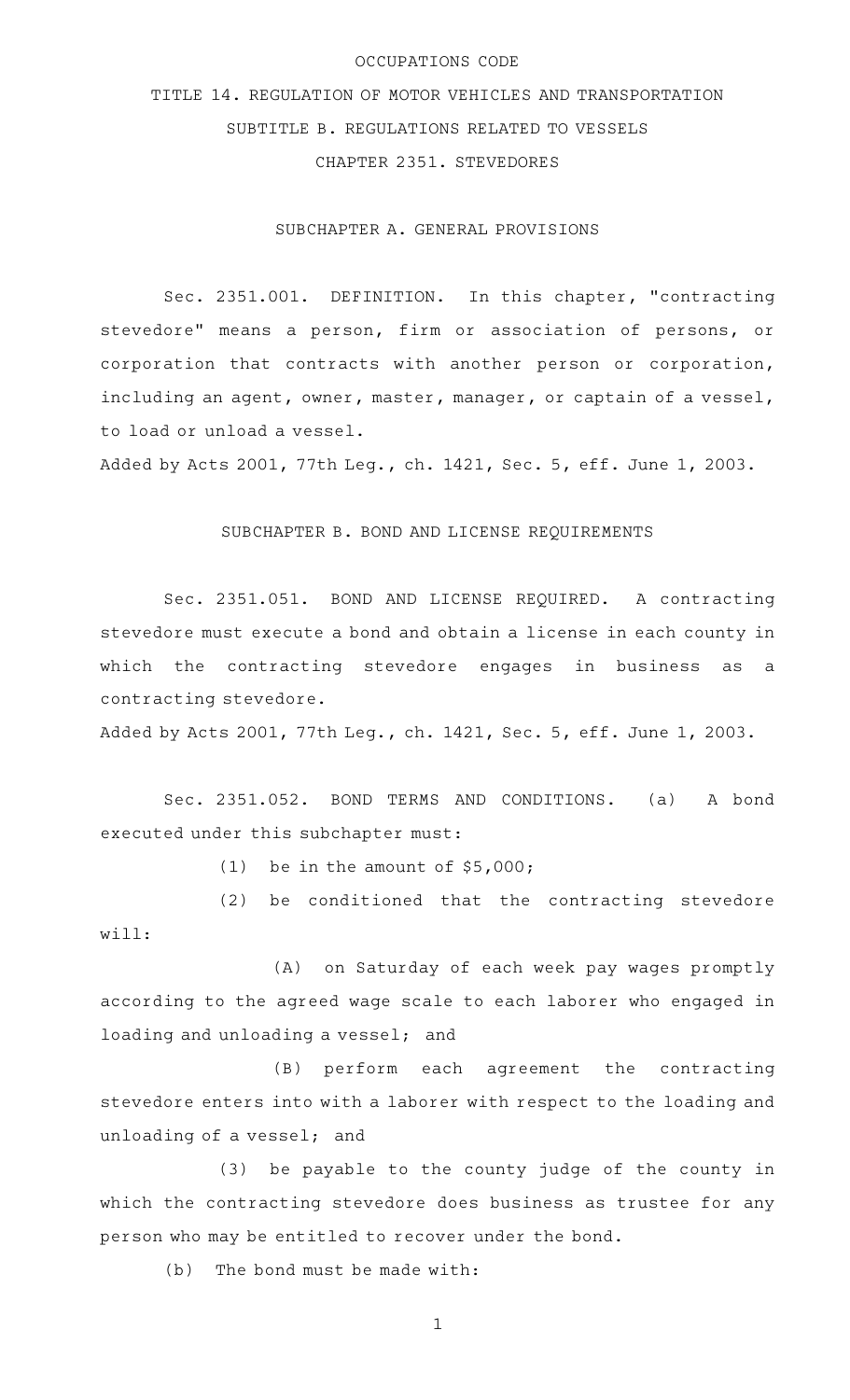OCCUPATIONS CODE

# TITLE 14. REGULATION OF MOTOR VEHICLES AND TRANSPORTATION

## SUBTITLE B. REGULATIONS RELATED TO VESSELS

## CHAPTER 2351. STEVEDORES

### SUBCHAPTER A. GENERAL PROVISIONS

Sec. 2351.001. DEFINITION. In this chapter, "contracting stevedore" means a person, firm or association of persons, or corporation that contracts with another person or corporation, including an agent, owner, master, manager, or captain of a vessel, to load or unload a vessel.

Added by Acts 2001, 77th Leg., ch. 1421, Sec. 5, eff. June 1, 2003.

### SUBCHAPTER B. BOND AND LICENSE REQUIREMENTS

Sec. 2351.051. BOND AND LICENSE REQUIRED. A contracting stevedore must execute a bond and obtain a license in each county in which the contracting stevedore engages in business as a contracting stevedore.

Added by Acts 2001, 77th Leg., ch. 1421, Sec. 5, eff. June 1, 2003.

Sec. 2351.052. BOND TERMS AND CONDITIONS. (a) A bond executed under this subchapter must:

(1) be in the amount of $5,000;

(2) be conditioned that the contracting stevedore will:

(A) on Saturday of each week pay wages promptly according to the agreed wage scale to each laborer who engaged in loading and unloading a vessel; and

(B) perform each agreement the contracting stevedore enters into with a laborer with respect to the loading and unloading of a vessel; and

(3) be payable to the county judge of the county in which the contracting stevedore does business as trustee for any person who may be entitled to recover under the bond.

(b) The bond must be made with: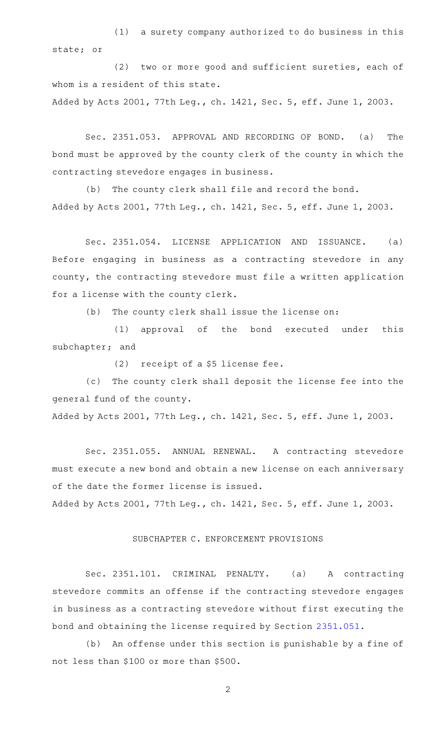(1) a surety company authorized to do business in this state; or

(2) two or more good and sufficient sureties, each of whom is a resident of this state.

Added by Acts 2001, 77th Leg., ch. 1421, Sec. 5, eff. June 1, 2003.

Sec. 2351.053. APPROVAL AND RECORDING OF BOND. (a) The bond must be approved by the county clerk of the county in which the contracting stevedore engages in business.

(b) The county clerk shall file and record the bond.

Added by Acts 2001, 77th Leg., ch. 1421, Sec. 5, eff. June 1, 2003.

Sec. 2351.054. LICENSE APPLICATION AND ISSUANCE. (a) Before engaging in business as a contracting stevedore in any county, the contracting stevedore must file a written application for a license with the county clerk.

(b) The county clerk shall issue the license on:

(1) approval of the bond executed under this subchapter; and

(2) receipt of a $5 license fee.

(c) The county clerk shall deposit the license fee into the general fund of the county.

Added by Acts 2001, 77th Leg., ch. 1421, Sec. 5, eff. June 1, 2003.

Sec. 2351.055. ANNUAL RENEWAL. A contracting stevedore must execute a new bond and obtain a new license on each anniversary of the date the former license is issued.

Added by Acts 2001, 77th Leg., ch. 1421, Sec. 5, eff. June 1, 2003.

SUBCHAPTER C. ENFORCEMENT PROVISIONS

Sec. 2351.101. CRIMINAL PENALTY. (a) A contracting stevedore commits an offense if the contracting stevedore engages in business as a contracting stevedore without first executing the bond and obtaining the license required by Section 2351.051.

(b) An offense under this section is punishable by a fine of not less than $100 or more than $500.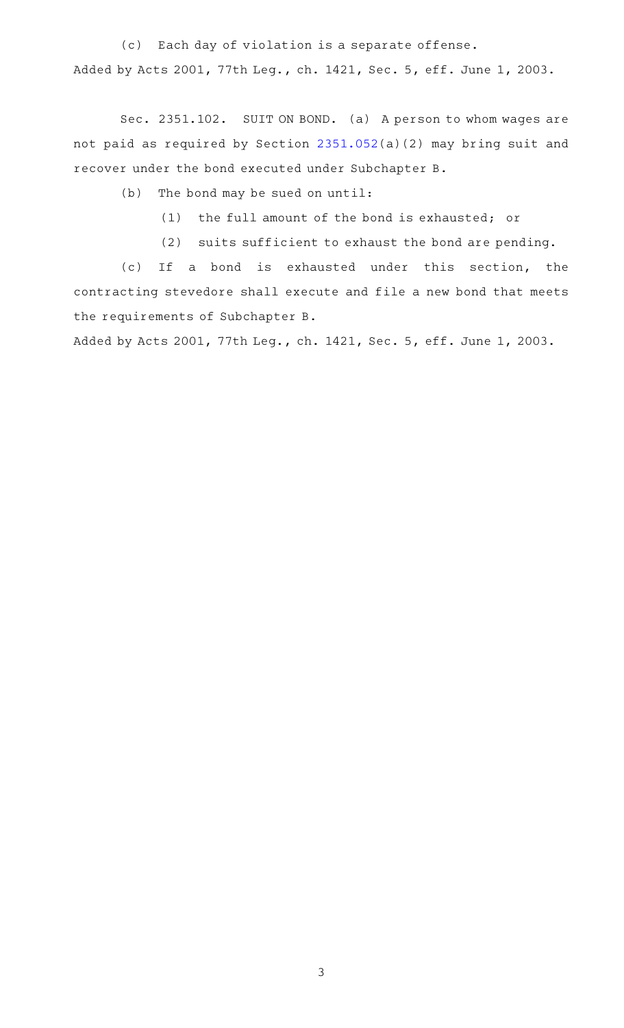(c) Each day of violation is a separate offense.

Added by Acts 2001, 77th Leg., ch. 1421, Sec. 5, eff. June 1, 2003.

Sec. 2351.102. SUIT ON BOND. (a) A person to whom wages are not paid as required by Section 2351.052(a)(2) may bring suit and recover under the bond executed under Subchapter B.

(b) The bond may be sued on until:

(1) the full amount of the bond is exhausted; or

(2) suits sufficient to exhaust the bond are pending.

(c) If a bond is exhausted under this section, the contracting stevedore shall execute and file a new bond that meets the requirements of Subchapter B.

Added by Acts 2001, 77th Leg., ch. 1421, Sec. 5, eff. June 1, 2003.